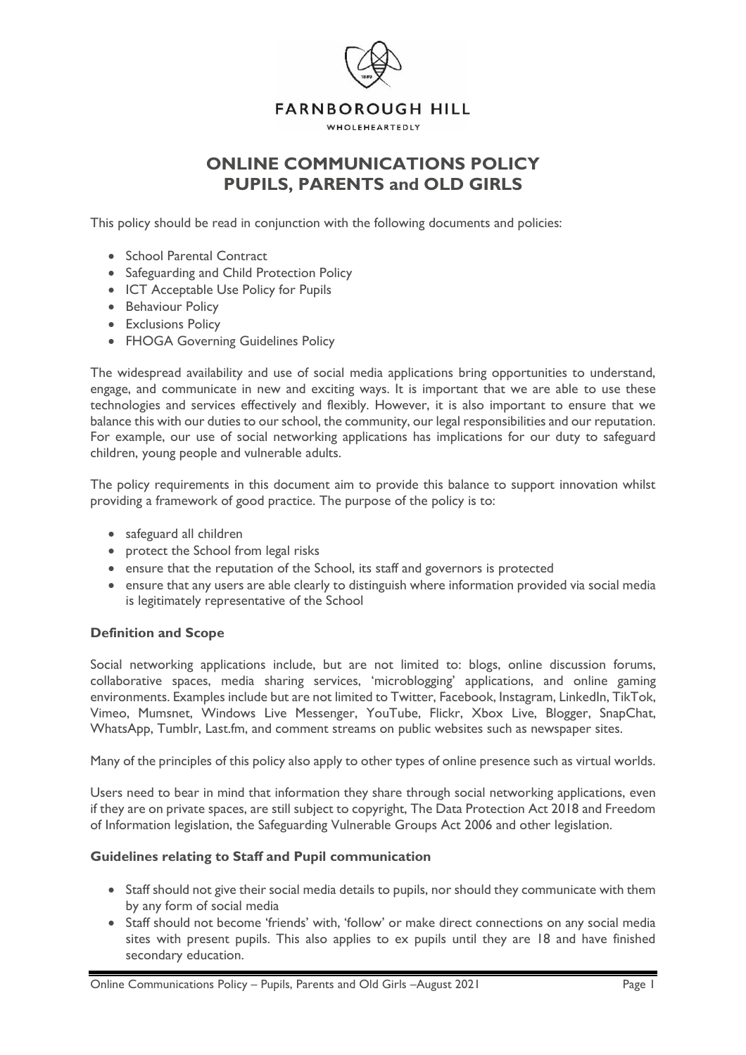FARNBOROUGH HILL

WHOLEHEARTEDLY

# ONLINE COMMUNICATIONS POLICY
# PUPILS, PARENTS and OLD GIRLS

This policy should be read in conjunction with the following documents and policies:

- School Parental Contract
- Safeguarding and Child Protection Policy
- ICT Acceptable Use Policy for Pupils
- Behaviour Policy
- Exclusions Policy
- FHOGA Governing Guidelines Policy

The widespread availability and use of social media applications bring opportunities to understand, engage, and communicate in new and exciting ways. It is important that we are able to use these technologies and services effectively and flexibly. However, it is also important to ensure that we balance this with our duties to our school, the community, our legal responsibilities and our reputation. For example, our use of social networking applications has implications for our duty to safeguard children, young people and vulnerable adults.

The policy requirements in this document aim to provide this balance to support innovation whilst providing a framework of good practice. The purpose of the policy is to:

- safeguard all children
- protect the School from legal risks
- ensure that the reputation of the School, its staff and governors is protected
- ensure that any users are able clearly to distinguish where information provided via social media is legitimately representative of the School

### Definition and Scope

Social networking applications include, but are not limited to: blogs, online discussion forums, collaborative spaces, media sharing services, 'microblogging' applications, and online gaming environments. Examples include but are not limited to Twitter, Facebook, Instagram, LinkedIn, TikTok, Vimeo, Mumsnet, Windows Live Messenger, YouTube, Flickr, Xbox Live, Blogger, SnapChat, WhatsApp, Tumblr, Last.fm, and comment streams on public websites such as newspaper sites.

Many of the principles of this policy also apply to other types of online presence such as virtual worlds.

Users need to bear in mind that information they share through social networking applications, even if they are on private spaces, are still subject to copyright, The Data Protection Act 2018 and Freedom of Information legislation, the Safeguarding Vulnerable Groups Act 2006 and other legislation.

### Guidelines relating to Staff and Pupil communication

- Staff should not give their social media details to pupils, nor should they communicate with them by any form of social media
- Staff should not become 'friends' with, 'follow' or make direct connections on any social media sites with present pupils. This also applies to ex pupils until they are 18 and have finished secondary education.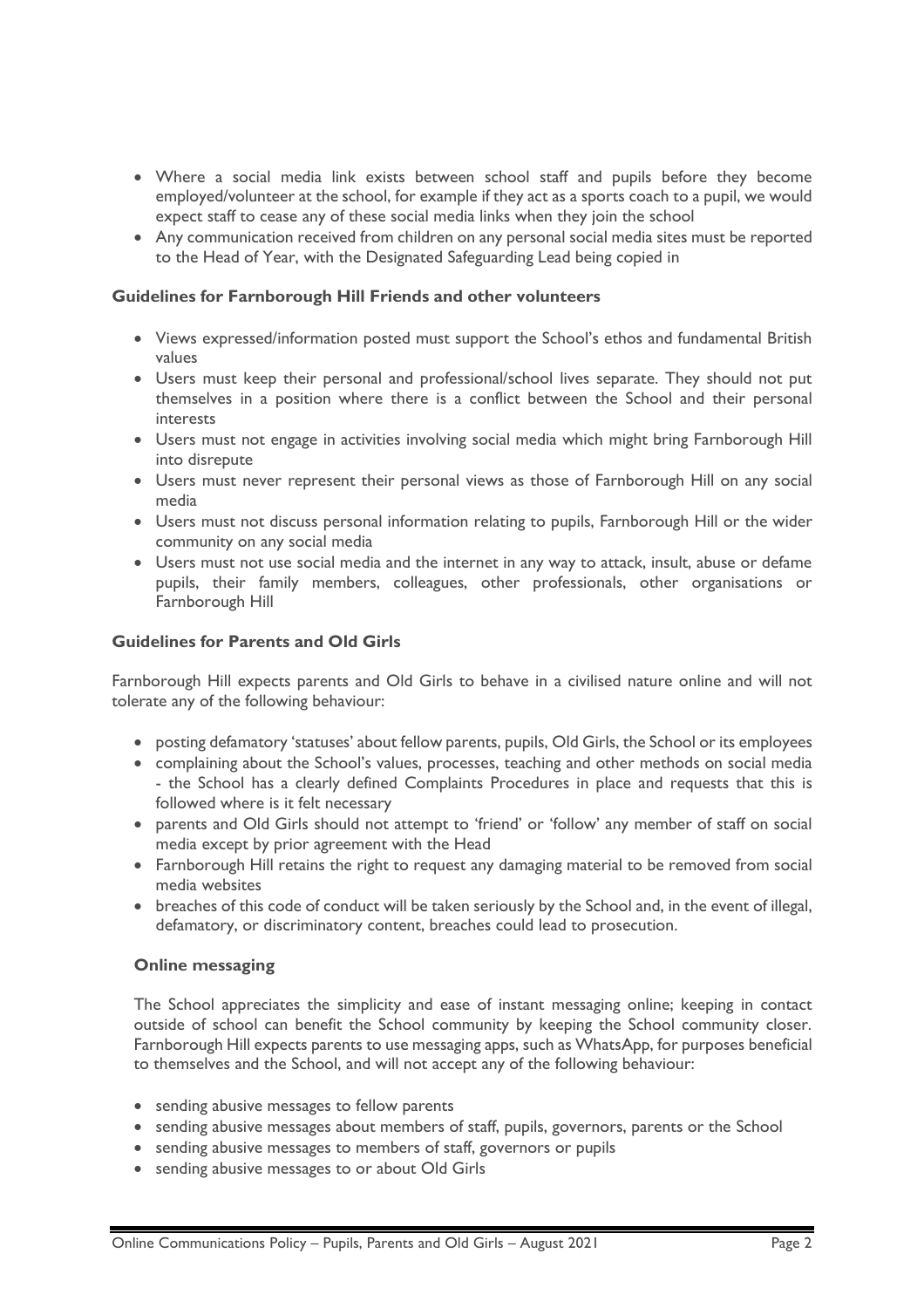- Where a social media link exists between school staff and pupils before they become employed/volunteer at the school, for example if they act as a sports coach to a pupil, we would expect staff to cease any of these social media links when they join the school
- Any communication received from children on any personal social media sites must be reported to the Head of Year, with the Designated Safeguarding Lead being copied in

**Guidelines for Farnborough Hill Friends and other volunteers**

- Views expressed/information posted must support the School's ethos and fundamental British values
- Users must keep their personal and professional/school lives separate. They should not put themselves in a position where there is a conflict between the School and their personal interests
- Users must not engage in activities involving social media which might bring Farnborough Hill into disrepute
- Users must never represent their personal views as those of Farnborough Hill on any social media
- Users must not discuss personal information relating to pupils, Farnborough Hill or the wider community on any social media
- Users must not use social media and the internet in any way to attack, insult, abuse or defame pupils, their family members, colleagues, other professionals, other organisations or Farnborough Hill

**Guidelines for Parents and Old Girls**

Farnborough Hill expects parents and Old Girls to behave in a civilised nature online and will not tolerate any of the following behaviour:

- posting defamatory 'statuses' about fellow parents, pupils, Old Girls, the School or its employees
- complaining about the School's values, processes, teaching and other methods on social media - the School has a clearly defined Complaints Procedures in place and requests that this is followed where is it felt necessary
- parents and Old Girls should not attempt to 'friend' or 'follow' any member of staff on social media except by prior agreement with the Head
- Farnborough Hill retains the right to request any damaging material to be removed from social media websites
- breaches of this code of conduct will be taken seriously by the School and, in the event of illegal, defamatory, or discriminatory content, breaches could lead to prosecution.

**Online messaging**

The School appreciates the simplicity and ease of instant messaging online; keeping in contact outside of school can benefit the School community by keeping the School community closer. Farnborough Hill expects parents to use messaging apps, such as WhatsApp, for purposes beneficial to themselves and the School, and will not accept any of the following behaviour:

- sending abusive messages to fellow parents
- sending abusive messages about members of staff, pupils, governors, parents or the School
- sending abusive messages to members of staff, governors or pupils
- sending abusive messages to or about Old Girls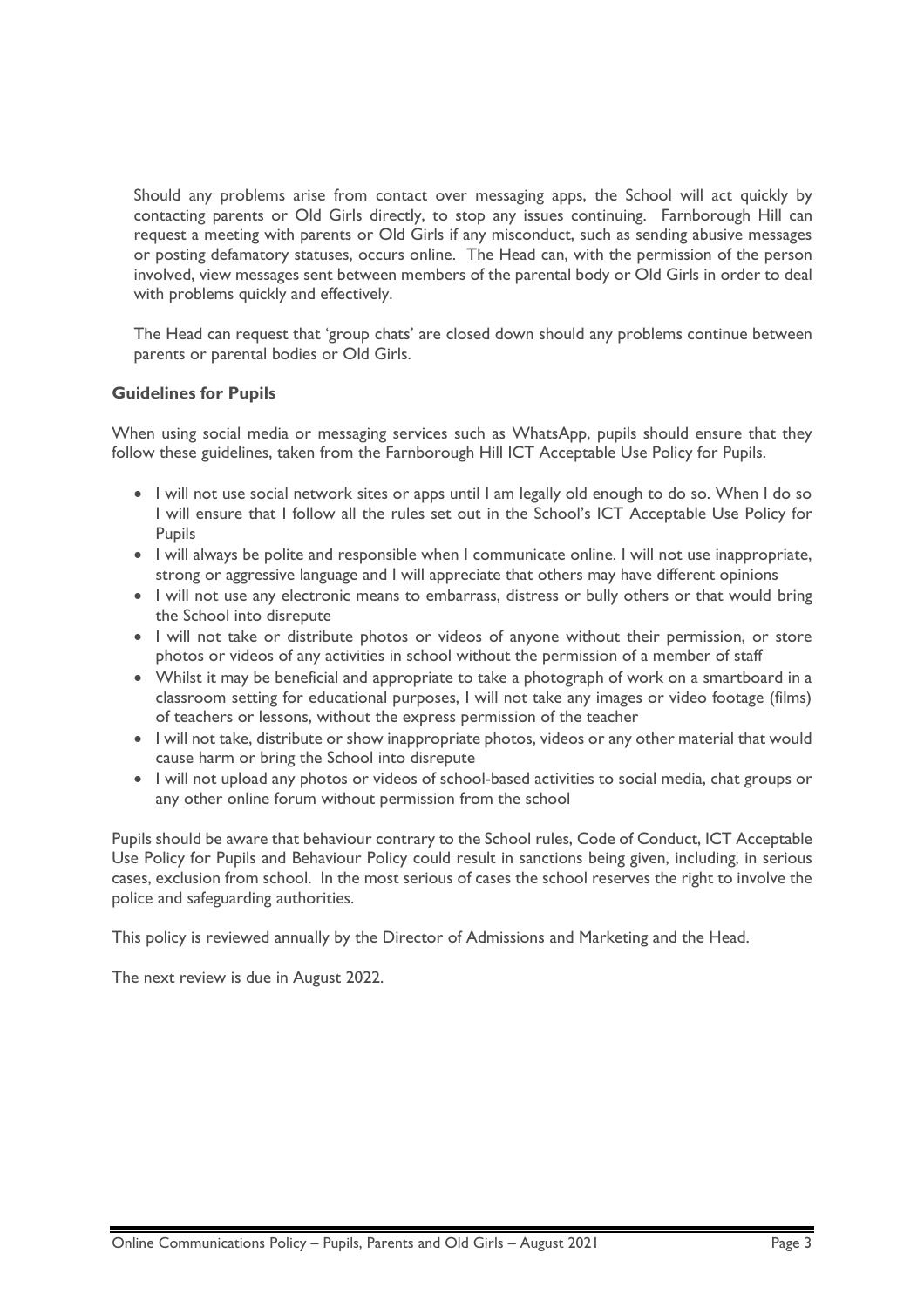Should any problems arise from contact over messaging apps, the School will act quickly by contacting parents or Old Girls directly, to stop any issues continuing. Farnborough Hill can request a meeting with parents or Old Girls if any misconduct, such as sending abusive messages or posting defamatory statuses, occurs online. The Head can, with the permission of the person involved, view messages sent between members of the parental body or Old Girls in order to deal with problems quickly and effectively.

The Head can request that 'group chats' are closed down should any problems continue between parents or parental bodies or Old Girls.

**Guidelines for Pupils**

When using social media or messaging services such as WhatsApp, pupils should ensure that they follow these guidelines, taken from the Farnborough Hill ICT Acceptable Use Policy for Pupils.

- I will not use social network sites or apps until I am legally old enough to do so. When I do so I will ensure that I follow all the rules set out in the School's ICT Acceptable Use Policy for Pupils
- I will always be polite and responsible when I communicate online. I will not use inappropriate, strong or aggressive language and I will appreciate that others may have different opinions
- I will not use any electronic means to embarrass, distress or bully others or that would bring the School into disrepute
- I will not take or distribute photos or videos of anyone without their permission, or store photos or videos of any activities in school without the permission of a member of staff
- Whilst it may be beneficial and appropriate to take a photograph of work on a smartboard in a classroom setting for educational purposes, I will not take any images or video footage (films) of teachers or lessons, without the express permission of the teacher
- I will not take, distribute or show inappropriate photos, videos or any other material that would cause harm or bring the School into disrepute
- I will not upload any photos or videos of school-based activities to social media, chat groups or any other online forum without permission from the school

Pupils should be aware that behaviour contrary to the School rules, Code of Conduct, ICT Acceptable Use Policy for Pupils and Behaviour Policy could result in sanctions being given, including, in serious cases, exclusion from school. In the most serious of cases the school reserves the right to involve the police and safeguarding authorities.

This policy is reviewed annually by the Director of Admissions and Marketing and the Head.

The next review is due in August 2022.